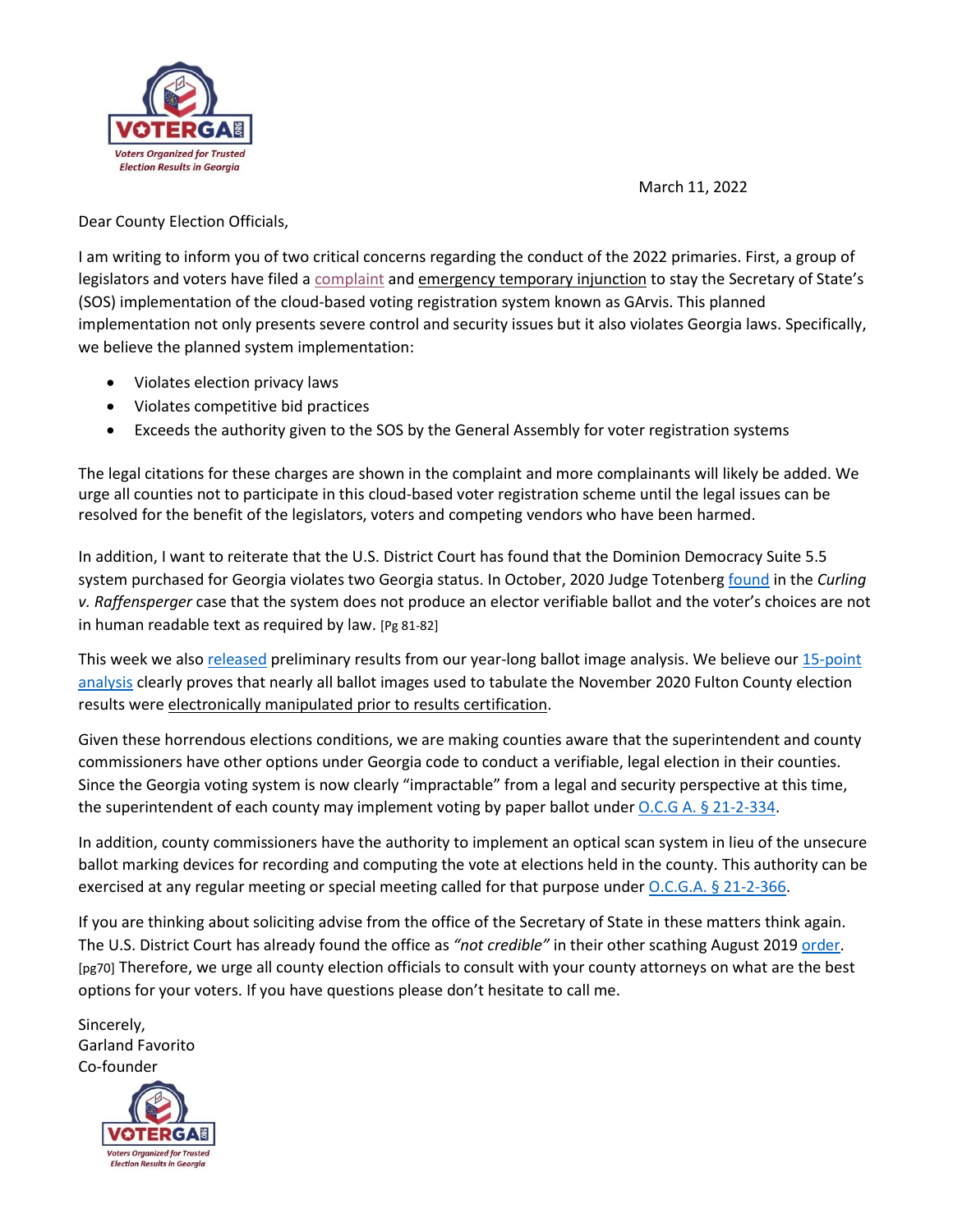VOTERGA.ORG

*Voters Organized for Trusted Election Results in Georgia*

March 11, 2022

Dear County Election Officials,

I am writing to inform you of two critical concerns regarding the conduct of the 2022 primaries. First, a group of legislators and voters have filed a complaint and emergency temporary injunction to stay the Secretary of State's (SOS) implementation of the cloud-based voting registration system known as GArvis. This planned implementation not only presents severe control and security issues but it also violates Georgia laws. Specifically, we believe the planned system implementation:

- Violates election privacy laws
- Violates competitive bid practices
- Exceeds the authority given to the SOS by the General Assembly for voter registration systems

The legal citations for these charges are shown in the complaint and more complainants will likely be added. We urge all counties not to participate in this cloud-based voter registration scheme until the legal issues can be resolved for the benefit of the legislators, voters and competing vendors who have been harmed.

In addition, I want to reiterate that the U.S. District Court has found that the Dominion Democracy Suite 5.5 system purchased for Georgia violates two Georgia status. In October, 2020 Judge Totenberg found in the *Curling v. Raffensperger* case that the system does not produce an elector verifiable ballot and the voter's choices are not in human readable text as required by law. [Pg 81-82]

This week we also released preliminary results from our year-long ballot image analysis. We believe our 15-point analysis clearly proves that nearly all ballot images used to tabulate the November 2020 Fulton County election results were electronically manipulated prior to results certification.

Given these horrendous elections conditions, we are making counties aware that the superintendent and county commissioners have other options under Georgia code to conduct a verifiable, legal election in their counties. Since the Georgia voting system is now clearly "impractable" from a legal and security perspective at this time, the superintendent of each county may implement voting by paper ballot under O.C.G A. § 21-2-334.

In addition, county commissioners have the authority to implement an optical scan system in lieu of the unsecure ballot marking devices for recording and computing the vote at elections held in the county. This authority can be exercised at any regular meeting or special meeting called for that purpose under O.C.G.A. § 21-2-366.

If you are thinking about soliciting advise from the office of the Secretary of State in these matters think again. The U.S. District Court has already found the office as *"not credible"* in their other scathing August 2019 order. [pg70] Therefore, we urge all county election officials to consult with your county attorneys on what are the best options for your voters. If you have questions please don't hesitate to call me.

Sincerely,
Garland Favorito
Co-founder

VOTERGA.ORG

*Voters Organized for Trusted Election Results in Georgia*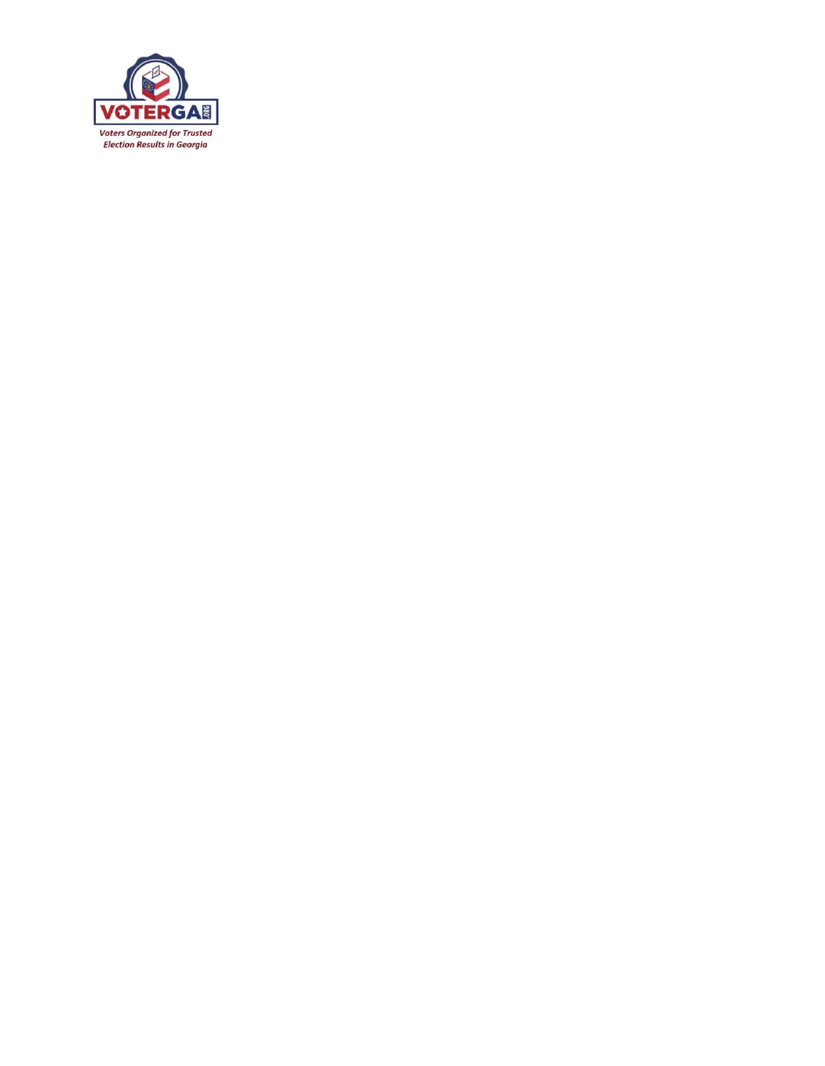VOTERGA.ORG

*Voters Organized for Trusted Election Results in Georgia*